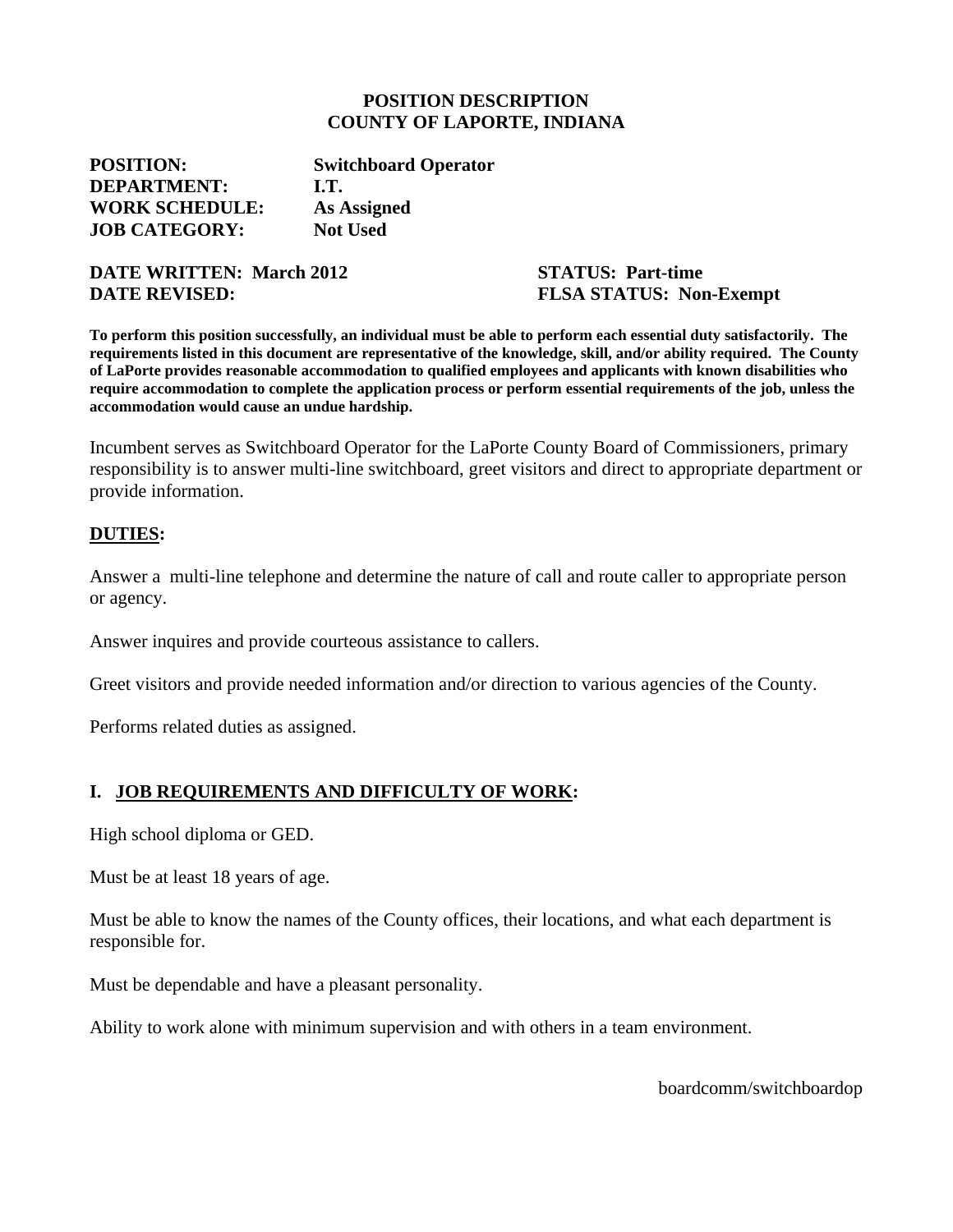**POSITION DESCRIPTION**
**COUNTY OF LAPORTE, INDIANA**

**POSITION:** **Switchboard Operator**
**DEPARTMENT:** **I.T.**
**WORK SCHEDULE:** **As Assigned**
**JOB CATEGORY:** **Not Used**

**DATE WRITTEN: March 2012** **STATUS: Part-time**
**DATE REVISED:** **FLSA STATUS: Non-Exempt**

**To perform this position successfully, an individual must be able to perform each essential duty satisfactorily. The requirements listed in this document are representative of the knowledge, skill, and/or ability required. The County of LaPorte provides reasonable accommodation to qualified employees and applicants with known disabilities who require accommodation to complete the application process or perform essential requirements of the job, unless the accommodation would cause an undue hardship.**

Incumbent serves as Switchboard Operator for the LaPorte County Board of Commissioners, primary responsibility is to answer multi-line switchboard, greet visitors and direct to appropriate department or provide information.

## DUTIES:

Answer a multi-line telephone and determine the nature of call and route caller to appropriate person or agency.

Answer inquires and provide courteous assistance to callers.

Greet visitors and provide needed information and/or direction to various agencies of the County.

Performs related duties as assigned.

## I. JOB REQUIREMENTS AND DIFFICULTY OF WORK:

High school diploma or GED.

Must be at least 18 years of age.

Must be able to know the names of the County offices, their locations, and what each department is responsible for.

Must be dependable and have a pleasant personality.

Ability to work alone with minimum supervision and with others in a team environment.

boardcomm/switchboardop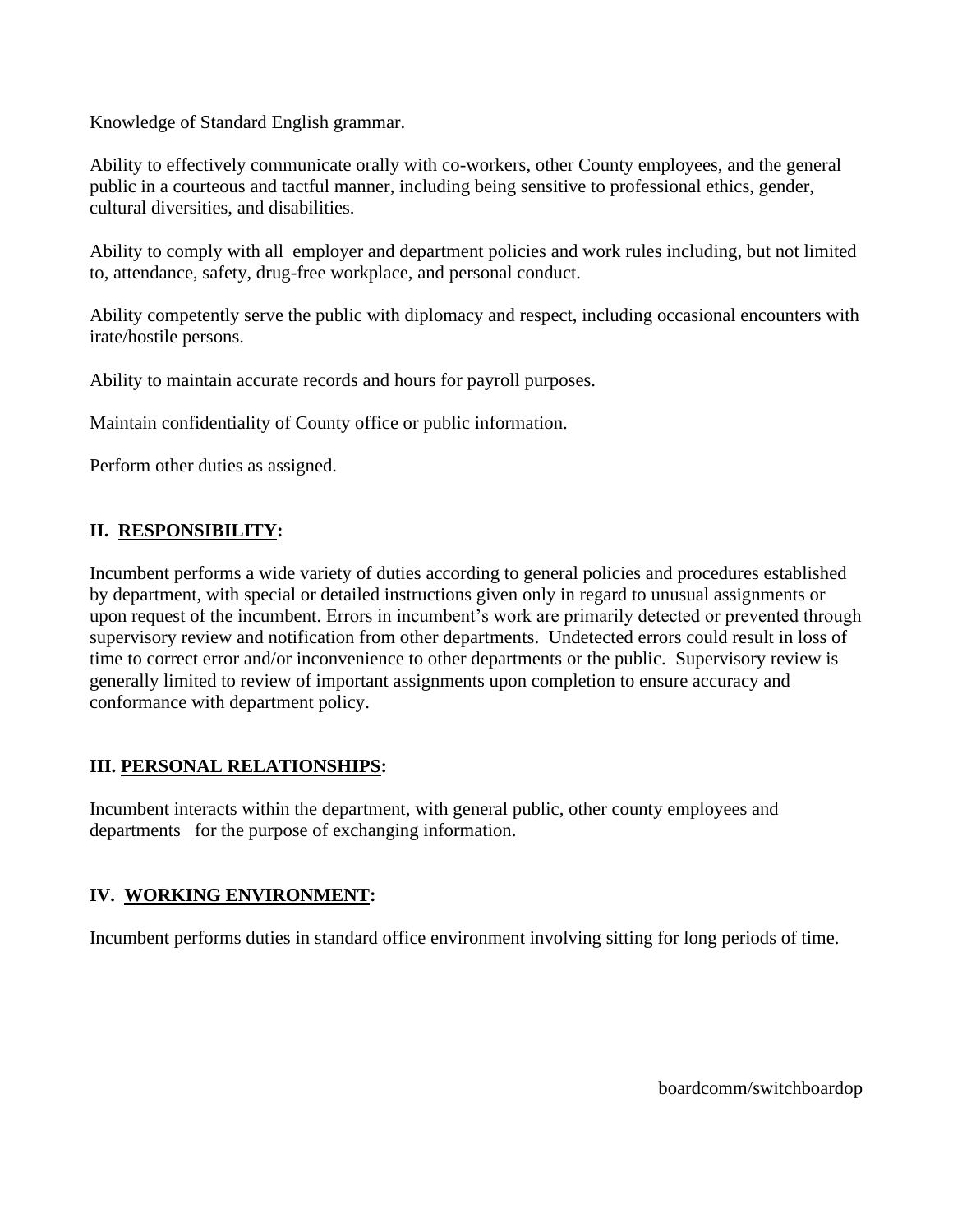Knowledge of Standard English grammar.

Ability to effectively communicate orally with co-workers, other County employees, and the general public in a courteous and tactful manner, including being sensitive to professional ethics, gender, cultural diversities, and disabilities.

Ability to comply with all employer and department policies and work rules including, but not limited to, attendance, safety, drug-free workplace, and personal conduct.

Ability competently serve the public with diplomacy and respect, including occasional encounters with irate/hostile persons.

Ability to maintain accurate records and hours for payroll purposes.

Maintain confidentiality of County office or public information.

Perform other duties as assigned.

## II. RESPONSIBILITY:

Incumbent performs a wide variety of duties according to general policies and procedures established by department, with special or detailed instructions given only in regard to unusual assignments or upon request of the incumbent. Errors in incumbent's work are primarily detected or prevented through supervisory review and notification from other departments. Undetected errors could result in loss of time to correct error and/or inconvenience to other departments or the public. Supervisory review is generally limited to review of important assignments upon completion to ensure accuracy and conformance with department policy.

## III. PERSONAL RELATIONSHIPS:

Incumbent interacts within the department, with general public, other county employees and departments for the purpose of exchanging information.

## IV. WORKING ENVIRONMENT:

Incumbent performs duties in standard office environment involving sitting for long periods of time.

boardcomm/switchboardop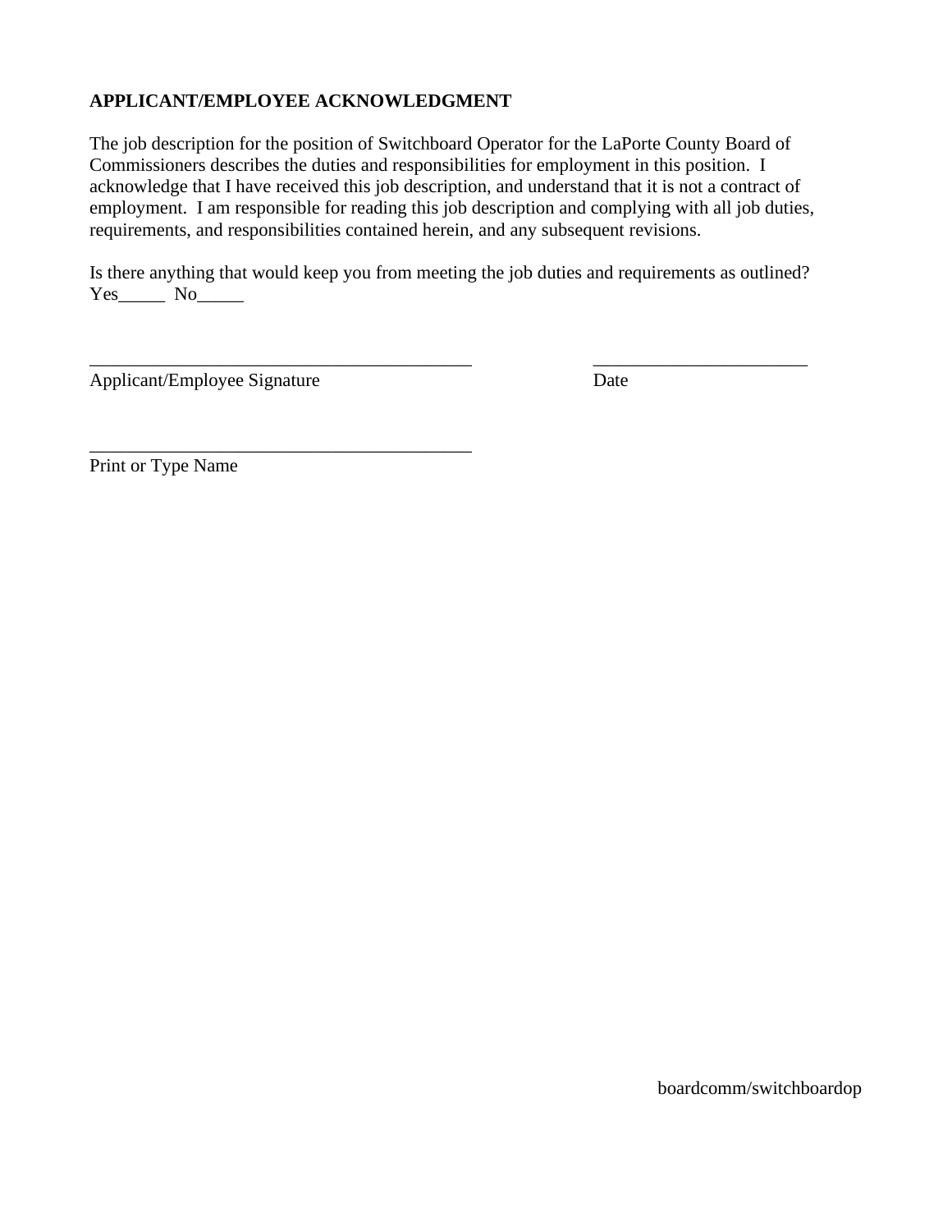**APPLICANT/EMPLOYEE ACKNOWLEDGMENT**

The job description for the position of Switchboard Operator for the LaPorte County Board of Commissioners describes the duties and responsibilities for employment in this position. I acknowledge that I have received this job description, and understand that it is not a contract of employment. I am responsible for reading this job description and complying with all job duties, requirements, and responsibilities contained herein, and any subsequent revisions.

Is there anything that would keep you from meeting the job duties and requirements as outlined?
Yes_____ No_____

___________________________________________ ________________________
Applicant/Employee Signature Date

___________________________________________
Print or Type Name

boardcomm/switchboardop